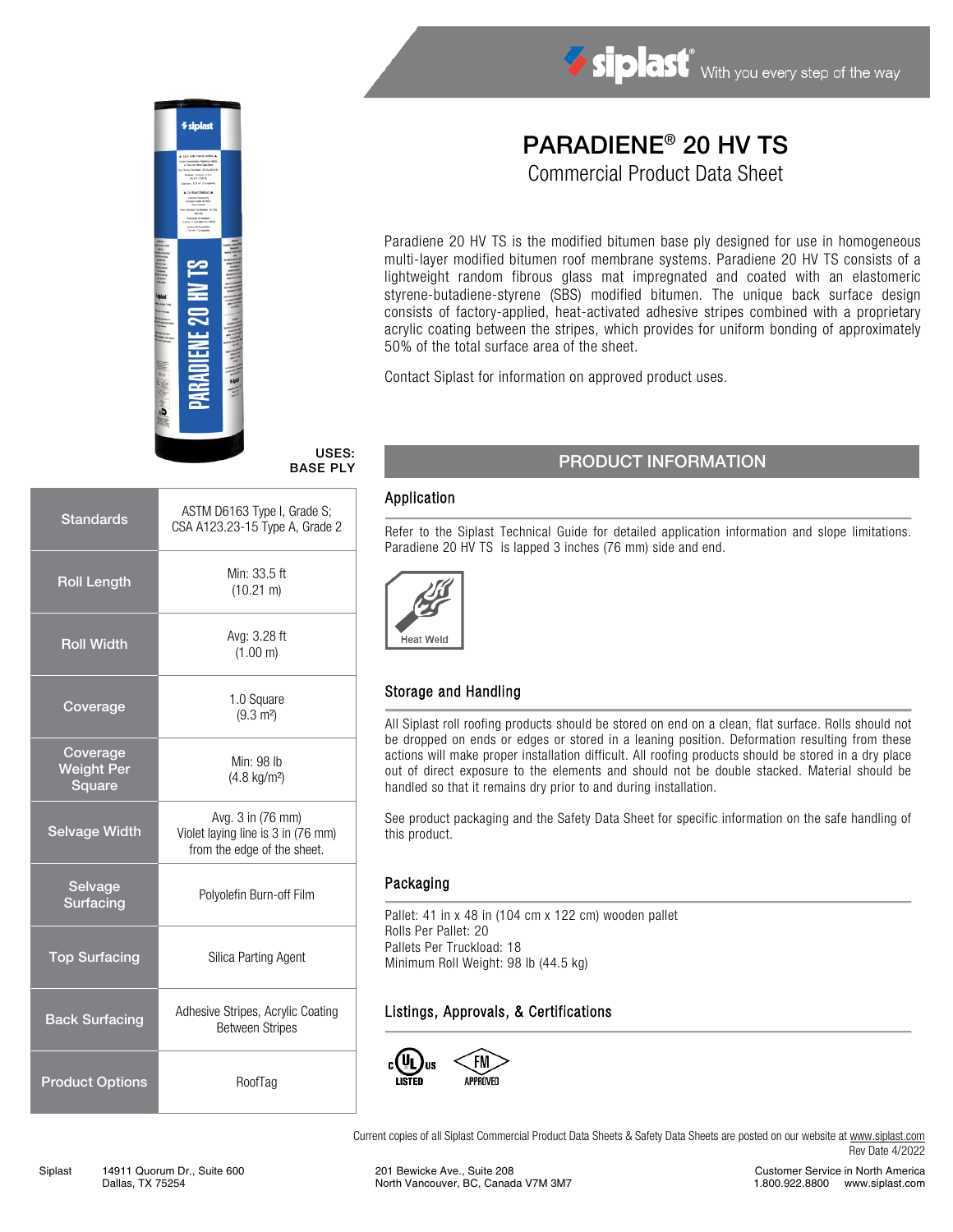siplast With you every step of the way

# PARADIENE® 20 HV TS

## Commercial Product Data Sheet

Paradiene 20 HV TS is the modified bitumen base ply designed for use in homogeneous multi-layer modified bitumen roof membrane systems. Paradiene 20 HV TS consists of a lightweight random fibrous glass mat impregnated and coated with an elastomeric styrene-butadiene-styrene (SBS) modified bitumen. The unique back surface design consists of factory-applied, heat-activated adhesive stripes combined with a proprietary acrylic coating between the stripes, which provides for uniform bonding of approximately 50% of the total surface area of the sheet.

Contact Siplast for information on approved product uses.

**USES: BASE PLY**

| | |
|---|---|
| Standards | ASTM D6163 Type I, Grade S; CSA A123.23-15 Type A, Grade 2 |
| Roll Length | Min: 33.5 ft (10.21 m) |
| Roll Width | Avg: 3.28 ft (1.00 m) |
| Coverage | 1.0 Square (9.3 m²) |
| Coverage Weight Per Square | Min: 98 lb (4.8 kg/m²) |
| Selvage Width | Avg. 3 in (76 mm) Violet laying line is 3 in (76 mm) from the edge of the sheet. |
| Selvage Surfacing | Polyolefin Burn-off Film |
| Top Surfacing | Silica Parting Agent |
| Back Surfacing | Adhesive Stripes, Acrylic Coating Between Stripes |
| Product Options | RoofTag |

## PRODUCT INFORMATION

### Application

Refer to the Siplast Technical Guide for detailed application information and slope limitations. Paradiene 20 HV TS is lapped 3 inches (76 mm) side and end.

Heat Weld

### Storage and Handling

All Siplast roll roofing products should be stored on end on a clean, flat surface. Rolls should not be dropped on ends or edges or stored in a leaning position. Deformation resulting from these actions will make proper installation difficult. All roofing products should be stored in a dry place out of direct exposure to the elements and should not be double stacked. Material should be handled so that it remains dry prior to and during installation.

See product packaging and the Safety Data Sheet for specific information on the safe handling of this product.

### Packaging

Pallet: 41 in x 48 in (104 cm x 122 cm) wooden pallet
Rolls Per Pallet: 20
Pallets Per Truckload: 18
Minimum Roll Weight: 98 lb (44.5 kg)

### Listings, Approvals, & Certifications

c UL us LISTED  FM APPROVED

Current copies of all Siplast Commercial Product Data Sheets & Safety Data Sheets are posted on our website at www.siplast.com
Rev Date 4/2022

Siplast 14911 Quorum Dr., Suite 600 Dallas, TX 75254 | 201 Bewicke Ave., Suite 208 North Vancouver, BC, Canada V7M 3M7 | Customer Service in North America 1.800.922.8800 www.siplast.com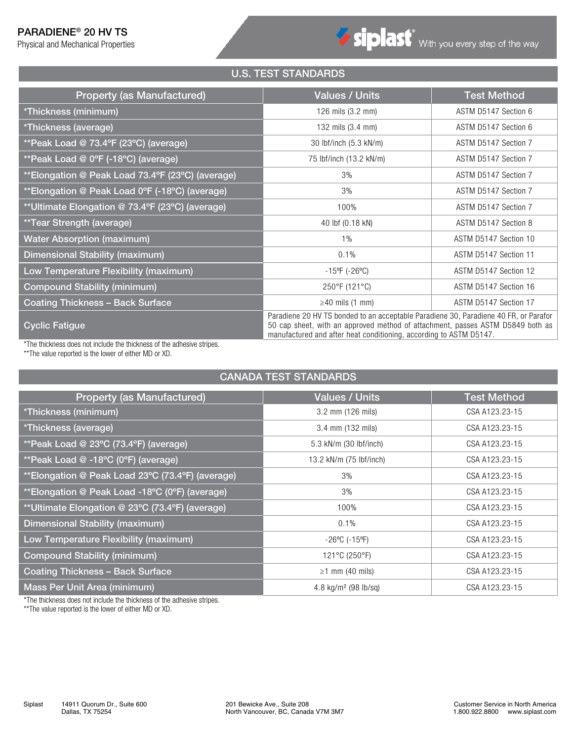# PARADIENE® 20 HV TS

Physical and Mechanical Properties

siplast® With you every step of the way

## U.S. TEST STANDARDS

| Property (as Manufactured) | Values / Units | Test Method |
|---|---|---|
| *Thickness (minimum) | 126 mils (3.2 mm) | ASTM D5147 Section 6 |
| *Thickness (average) | 132 mils (3.4 mm) | ASTM D5147 Section 6 |
| **Peak Load @ 73.4ºF (23ºC) (average) | 30 lbf/inch (5.3 kN/m) | ASTM D5147 Section 7 |
| **Peak Load @ 0ºF (-18ºC) (average) | 75 lbf/inch (13.2 kN/m) | ASTM D5147 Section 7 |
| **Elongation @ Peak Load 73.4ºF (23ºC) (average) | 3% | ASTM D5147 Section 7 |
| **Elongation @ Peak Load 0ºF (-18ºC) (average) | 3% | ASTM D5147 Section 7 |
| **Ultimate Elongation @ 73.4ºF (23ºC) (average) | 100% | ASTM D5147 Section 7 |
| **Tear Strength (average) | 40 lbf (0.18 kN) | ASTM D5147 Section 8 |
| Water Absorption (maximum) | 1% | ASTM D5147 Section 10 |
| Dimensional Stability (maximum) | 0.1% | ASTM D5147 Section 11 |
| Low Temperature Flexibility (maximum) | -15ºF (-26ºC) | ASTM D5147 Section 12 |
| Compound Stability (minimum) | 250°F (121°C) | ASTM D5147 Section 16 |
| Coating Thickness – Back Surface | ≥40 mils (1 mm) | ASTM D5147 Section 17 |
| Cyclic Fatigue | Paradiene 20 HV TS bonded to an acceptable Paradiene 30, Paradiene 40 FR, or Parafor 50 cap sheet, with an approved method of attachment, passes ASTM D5849 both as manufactured and after heat conditioning, according to ASTM D5147. | |

*The thickness does not include the thickness of the adhesive stripes.
**The value reported is the lower of either MD or XD.

## CANADA TEST STANDARDS

| Property (as Manufactured) | Values / Units | Test Method |
|---|---|---|
| *Thickness (minimum) | 3.2 mm (126 mils) | CSA A123.23-15 |
| *Thickness (average) | 3.4 mm (132 mils) | CSA A123.23-15 |
| **Peak Load @ 23ºC (73.4ºF) (average) | 5.3 kN/m (30 lbf/inch) | CSA A123.23-15 |
| **Peak Load @ -18ºC (0ºF) (average) | 13.2 kN/m (75 lbf/inch) | CSA A123.23-15 |
| **Elongation @ Peak Load 23ºC (73.4ºF) (average) | 3% | CSA A123.23-15 |
| **Elongation @ Peak Load -18ºC (0ºF) (average) | 3% | CSA A123.23-15 |
| **Ultimate Elongation @ 23ºC (73.4ºF) (average) | 100% | CSA A123.23-15 |
| Dimensional Stability (maximum) | 0.1% | CSA A123.23-15 |
| Low Temperature Flexibility (maximum) | -26ºC (-15ºF) | CSA A123.23-15 |
| Compound Stability (minimum) | 121°C (250°F) | CSA A123.23-15 |
| Coating Thickness – Back Surface | ≥1 mm (40 mils) | CSA A123.23-15 |
| Mass Per Unit Area (minimum) | 4.8 kg/m² (98 lb/sq) | CSA A123.23-15 |

*The thickness does not include the thickness of the adhesive stripes.
**The value reported is the lower of either MD or XD.

Siplast 14911 Quorum Dr., Suite 600, Dallas, TX 75254 | 201 Bewicke Ave., Suite 208, North Vancouver, BC, Canada V7M 3M7 | Customer Service in North America 1.800.922.8800 www.siplast.com